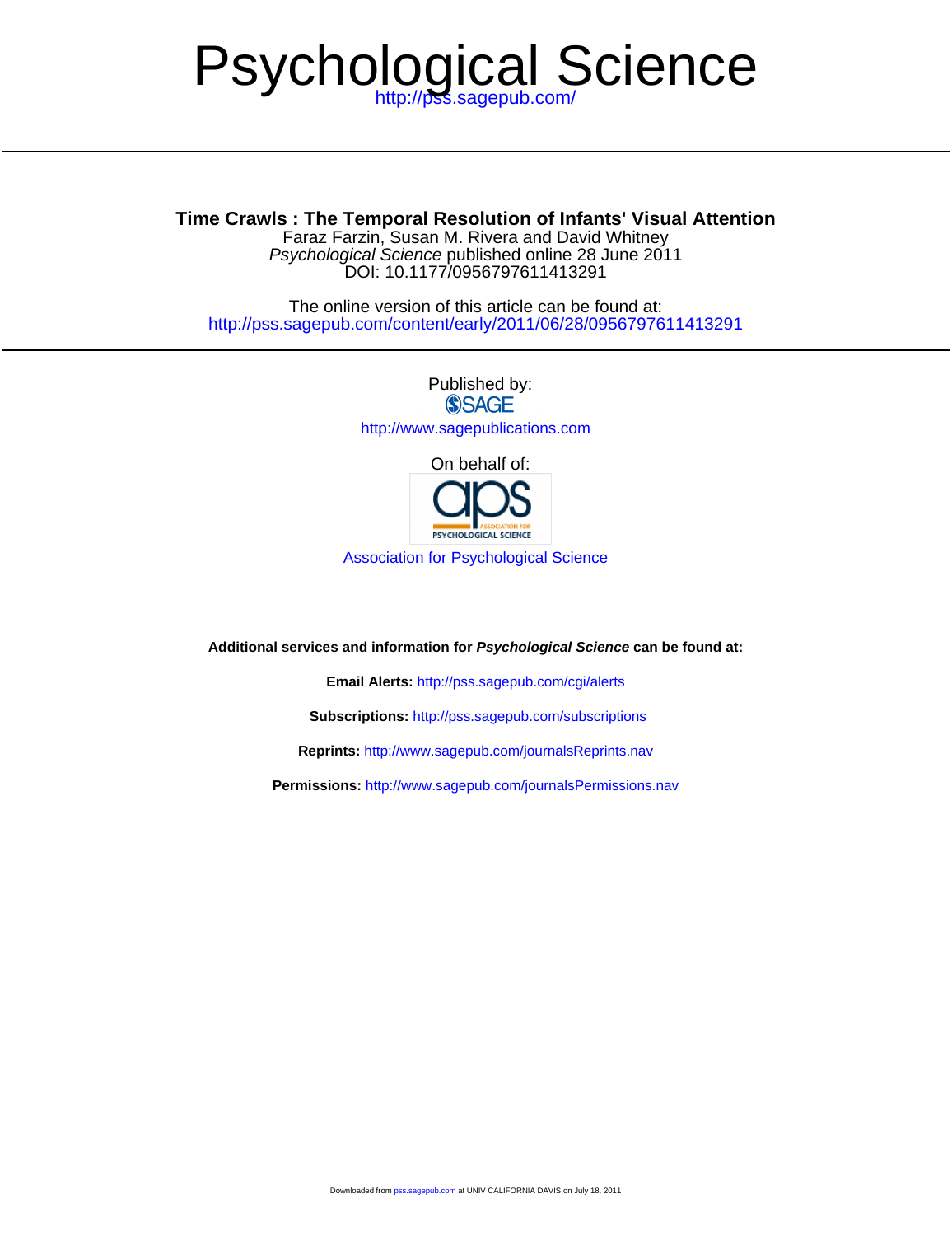# Psychological Science

http://pss.sagepub.com/

**Time Crawls : The Temporal Resolution of Infants' Visual Attention**

Faraz Farzin, Susan M. Rivera and David Whitney

*Psychological Science* published online 28 June 2011

DOI: 10.1177/0956797611413291

The online version of this article can be found at:

http://pss.sagepub.com/content/early/2011/06/28/0956797611413291

Published by:

SAGE

http://www.sagepublications.com

On behalf of:

Association for Psychological Science

**Additional services and information for *Psychological Science* can be found at:**

**Email Alerts:** http://pss.sagepub.com/cgi/alerts

**Subscriptions:** http://pss.sagepub.com/subscriptions

**Reprints:** http://www.sagepub.com/journalsReprints.nav

**Permissions:** http://www.sagepub.com/journalsPermissions.nav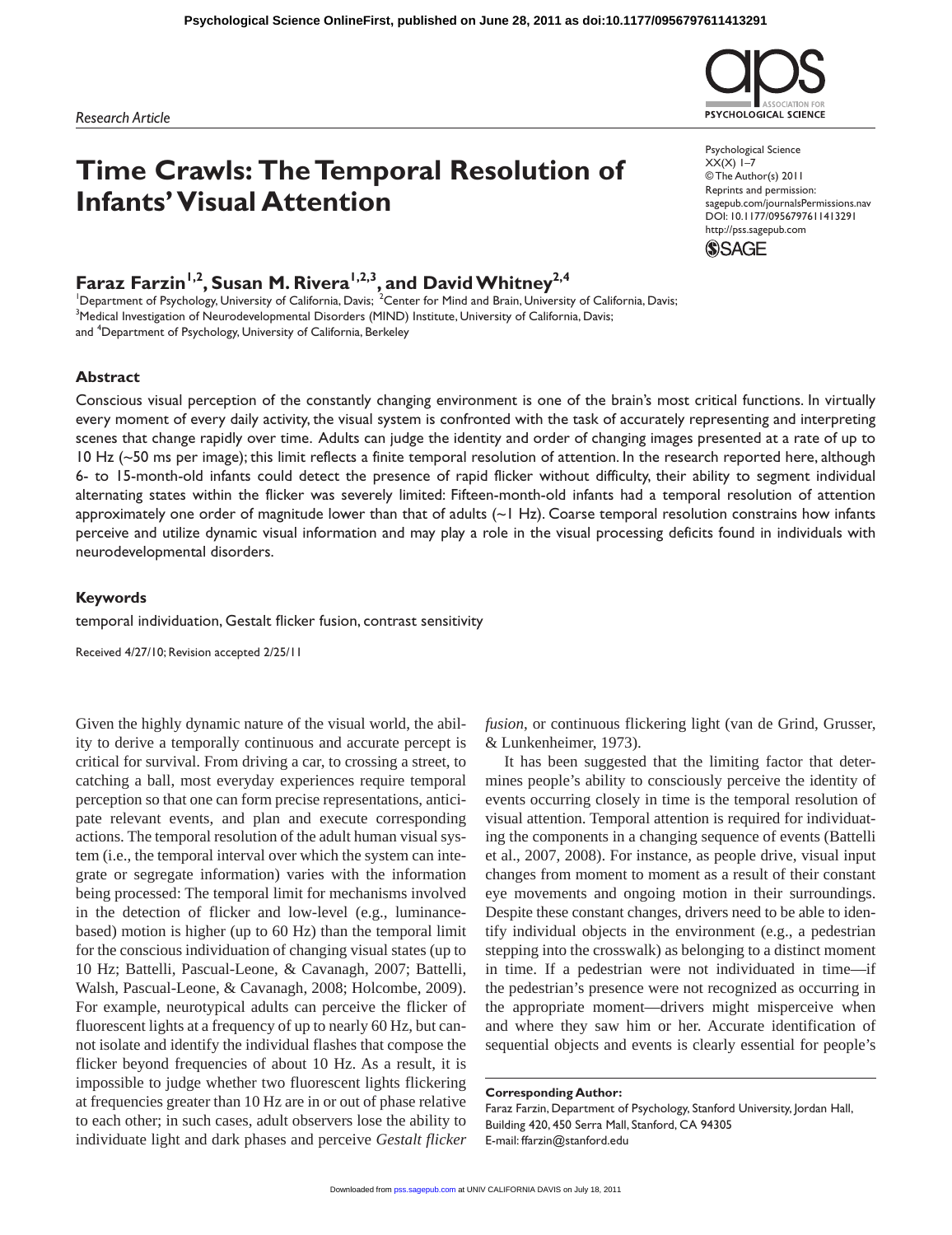*Research Article*

# Time Crawls: The Temporal Resolution of Infants' Visual Attention

**Faraz Farzin[1,2], Susan M. Rivera[1,2,3], and David Whitney[2,4]**

[1]Department of Psychology, University of California, Davis; [2]Center for Mind and Brain, University of California, Davis; [3]Medical Investigation of Neurodevelopmental Disorders (MIND) Institute, University of California, Davis; and [4]Department of Psychology, University of California, Berkeley

Psychological Science
XX(X) 1–7
© The Author(s) 2011
Reprints and permission: sagepub.com/journalsPermissions.nav
DOI: 10.1177/0956797611413291
http://pss.sagepub.com

## Abstract

Conscious visual perception of the constantly changing environment is one of the brain's most critical functions. In virtually every moment of every daily activity, the visual system is confronted with the task of accurately representing and interpreting scenes that change rapidly over time. Adults can judge the identity and order of changing images presented at a rate of up to 10 Hz (~50 ms per image); this limit reflects a finite temporal resolution of attention. In the research reported here, although 6- to 15-month-old infants could detect the presence of rapid flicker without difficulty, their ability to segment individual alternating states within the flicker was severely limited: Fifteen-month-old infants had a temporal resolution of attention approximately one order of magnitude lower than that of adults (~1 Hz). Coarse temporal resolution constrains how infants perceive and utilize dynamic visual information and may play a role in the visual processing deficits found in individuals with neurodevelopmental disorders.

### Keywords

temporal individuation, Gestalt flicker fusion, contrast sensitivity

Received 4/27/10; Revision accepted 2/25/11

Given the highly dynamic nature of the visual world, the ability to derive a temporally continuous and accurate percept is critical for survival. From driving a car, to crossing a street, to catching a ball, most everyday experiences require temporal perception so that one can form precise representations, anticipate relevant events, and plan and execute corresponding actions. The temporal resolution of the adult human visual system (i.e., the temporal interval over which the system can integrate or segregate information) varies with the information being processed: The temporal limit for mechanisms involved in the detection of flicker and low-level (e.g., luminance-based) motion is higher (up to 60 Hz) than the temporal limit for the conscious individuation of changing visual states (up to 10 Hz; Battelli, Pascual-Leone, & Cavanagh, 2007; Battelli, Walsh, Pascual-Leone, & Cavanagh, 2008; Holcombe, 2009). For example, neurotypical adults can perceive the flicker of fluorescent lights at a frequency of up to nearly 60 Hz, but cannot isolate and identify the individual flashes that compose the flicker beyond frequencies of about 10 Hz. As a result, it is impossible to judge whether two fluorescent lights flickering at frequencies greater than 10 Hz are in or out of phase relative to each other; in such cases, adult observers lose the ability to individuate light and dark phases and perceive *Gestalt flicker fusion*, or continuous flickering light (van de Grind, Grusser, & Lunkenheimer, 1973).

It has been suggested that the limiting factor that determines people's ability to consciously perceive the identity of events occurring closely in time is the temporal resolution of visual attention. Temporal attention is required for individuating the components in a changing sequence of events (Battelli et al., 2007, 2008). For instance, as people drive, visual input changes from moment to moment as a result of their constant eye movements and ongoing motion in their surroundings. Despite these constant changes, drivers need to be able to identify individual objects in the environment (e.g., a pedestrian stepping into the crosswalk) as belonging to a distinct moment in time. If a pedestrian were not individuated in time—if the pedestrian's presence were not recognized as occurring in the appropriate moment—drivers might misperceive when and where they saw him or her. Accurate identification of sequential objects and events is clearly essential for people's

**Corresponding Author:**
Faraz Farzin, Department of Psychology, Stanford University, Jordan Hall, Building 420, 450 Serra Mall, Stanford, CA 94305
E-mail: ffarzin@stanford.edu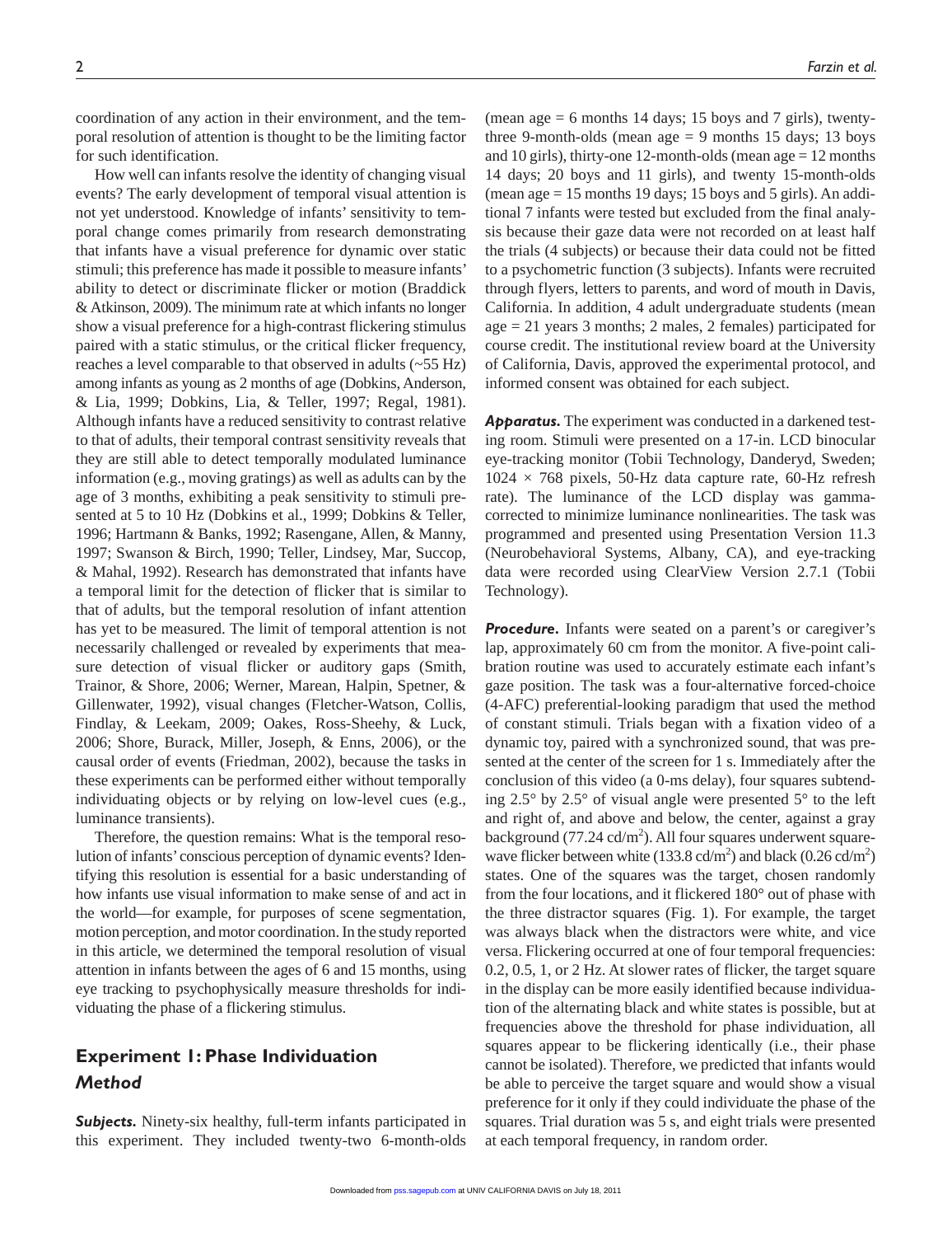coordination of any action in their environment, and the temporal resolution of attention is thought to be the limiting factor for such identification.

How well can infants resolve the identity of changing visual events? The early development of temporal visual attention is not yet understood. Knowledge of infants' sensitivity to temporal change comes primarily from research demonstrating that infants have a visual preference for dynamic over static stimuli; this preference has made it possible to measure infants' ability to detect or discriminate flicker or motion (Braddick & Atkinson, 2009). The minimum rate at which infants no longer show a visual preference for a high-contrast flickering stimulus paired with a static stimulus, or the critical flicker frequency, reaches a level comparable to that observed in adults (~55 Hz) among infants as young as 2 months of age (Dobkins, Anderson, & Lia, 1999; Dobkins, Lia, & Teller, 1997; Regal, 1981). Although infants have a reduced sensitivity to contrast relative to that of adults, their temporal contrast sensitivity reveals that they are still able to detect temporally modulated luminance information (e.g., moving gratings) as well as adults can by the age of 3 months, exhibiting a peak sensitivity to stimuli presented at 5 to 10 Hz (Dobkins et al., 1999; Dobkins & Teller, 1996; Hartmann & Banks, 1992; Rasengane, Allen, & Manny, 1997; Swanson & Birch, 1990; Teller, Lindsey, Mar, Succop, & Mahal, 1992). Research has demonstrated that infants have a temporal limit for the detection of flicker that is similar to that of adults, but the temporal resolution of infant attention has yet to be measured. The limit of temporal attention is not necessarily challenged or revealed by experiments that measure detection of visual flicker or auditory gaps (Smith, Trainor, & Shore, 2006; Werner, Marean, Halpin, Spetner, & Gillenwater, 1992), visual changes (Fletcher-Watson, Collis, Findlay, & Leekam, 2009; Oakes, Ross-Sheehy, & Luck, 2006; Shore, Burack, Miller, Joseph, & Enns, 2006), or the causal order of events (Friedman, 2002), because the tasks in these experiments can be performed either without temporally individuating objects or by relying on low-level cues (e.g., luminance transients).

Therefore, the question remains: What is the temporal resolution of infants' conscious perception of dynamic events? Identifying this resolution is essential for a basic understanding of how infants use visual information to make sense of and act in the world—for example, for purposes of scene segmentation, motion perception, and motor coordination. In the study reported in this article, we determined the temporal resolution of visual attention in infants between the ages of 6 and 15 months, using eye tracking to psychophysically measure thresholds for individuating the phase of a flickering stimulus.

## Experiment 1: Phase Individuation

### *Method*

***Subjects.*** Ninety-six healthy, full-term infants participated in this experiment. They included twenty-two 6-month-olds (mean age = 6 months 14 days; 15 boys and 7 girls), twenty-three 9-month-olds (mean age = 9 months 15 days; 13 boys and 10 girls), thirty-one 12-month-olds (mean age = 12 months 14 days; 20 boys and 11 girls), and twenty 15-month-olds (mean age = 15 months 19 days; 15 boys and 5 girls). An additional 7 infants were tested but excluded from the final analysis because their gaze data were not recorded on at least half the trials (4 subjects) or because their data could not be fitted to a psychometric function (3 subjects). Infants were recruited through flyers, letters to parents, and word of mouth in Davis, California. In addition, 4 adult undergraduate students (mean age = 21 years 3 months; 2 males, 2 females) participated for course credit. The institutional review board at the University of California, Davis, approved the experimental protocol, and informed consent was obtained for each subject.

***Apparatus.*** The experiment was conducted in a darkened testing room. Stimuli were presented on a 17-in. LCD binocular eye-tracking monitor (Tobii Technology, Danderyd, Sweden; 1024 × 768 pixels, 50-Hz data capture rate, 60-Hz refresh rate). The luminance of the LCD display was gamma-corrected to minimize luminance nonlinearities. The task was programmed and presented using Presentation Version 11.3 (Neurobehavioral Systems, Albany, CA), and eye-tracking data were recorded using ClearView Version 2.7.1 (Tobii Technology).

***Procedure.*** Infants were seated on a parent's or caregiver's lap, approximately 60 cm from the monitor. A five-point calibration routine was used to accurately estimate each infant's gaze position. The task was a four-alternative forced-choice (4-AFC) preferential-looking paradigm that used the method of constant stimuli. Trials began with a fixation video of a dynamic toy, paired with a synchronized sound, that was presented at the center of the screen for 1 s. Immediately after the conclusion of this video (a 0-ms delay), four squares subtending 2.5° by 2.5° of visual angle were presented 5° to the left and right of, and above and below, the center, against a gray background (77.24 cd/m$^2$). All four squares underwent square-wave flicker between white (133.8 cd/m$^2$) and black (0.26 cd/m$^2$) states. One of the squares was the target, chosen randomly from the four locations, and it flickered 180° out of phase with the three distractor squares (Fig. 1). For example, the target was always black when the distractors were white, and vice versa. Flickering occurred at one of four temporal frequencies: 0.2, 0.5, 1, or 2 Hz. At slower rates of flicker, the target square in the display can be more easily identified because individuation of the alternating black and white states is possible, but at frequencies above the threshold for phase individuation, all squares appear to be flickering identically (i.e., their phase cannot be isolated). Therefore, we predicted that infants would be able to perceive the target square and would show a visual preference for it only if they could individuate the phase of the squares. Trial duration was 5 s, and eight trials were presented at each temporal frequency, in random order.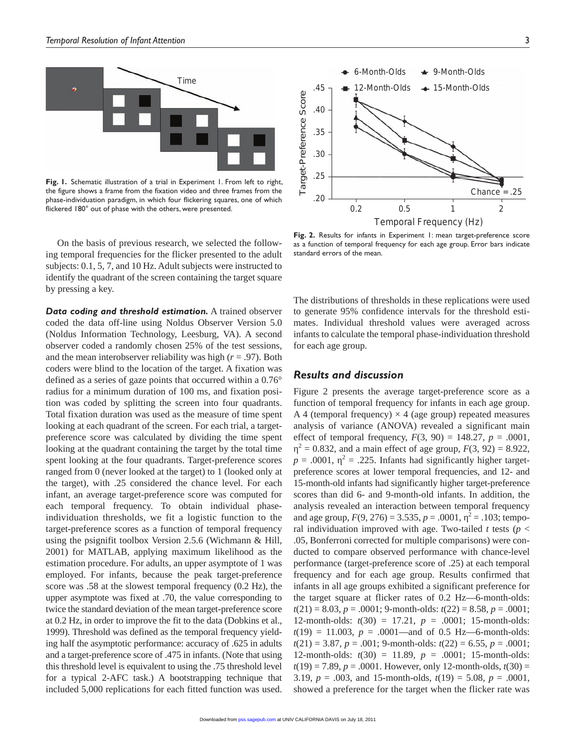Fig. 1. Schematic illustration of a trial in Experiment 1. From left to right, the figure shows a frame from the fixation video and three frames from the phase-individuation paradigm, in which four flickering squares, one of which flickered 180° out of phase with the others, were presented.

On the basis of previous research, we selected the following temporal frequencies for the flicker presented to the adult subjects: 0.1, 5, 7, and 10 Hz. Adult subjects were instructed to identify the quadrant of the screen containing the target square by pressing a key.

***Data coding and threshold estimation.*** A trained observer coded the data off-line using Noldus Observer Version 5.0 (Noldus Information Technology, Leesburg, VA). A second observer coded a randomly chosen 25% of the test sessions, and the mean interobserver reliability was high ($r = .97$). Both coders were blind to the location of the target. A fixation was defined as a series of gaze points that occurred within a 0.76° radius for a minimum duration of 100 ms, and fixation position was coded by splitting the screen into four quadrants. Total fixation duration was used as the measure of time spent looking at each quadrant of the screen. For each trial, a target-preference score was calculated by dividing the time spent looking at the quadrant containing the target by the total time spent looking at the four quadrants. Target-preference scores ranged from 0 (never looked at the target) to 1 (looked only at the target), with .25 considered the chance level. For each infant, an average target-preference score was computed for each temporal frequency. To obtain individual phase-individuation thresholds, we fit a logistic function to the target-preference scores as a function of temporal frequency using the psignifit toolbox Version 2.5.6 (Wichmann & Hill, 2001) for MATLAB, applying maximum likelihood as the estimation procedure. For adults, an upper asymptote of 1 was employed. For infants, because the peak target-preference score was .58 at the slowest temporal frequency (0.2 Hz), the upper asymptote was fixed at .70, the value corresponding to twice the standard deviation of the mean target-preference score at 0.2 Hz, in order to improve the fit to the data (Dobkins et al., 1999). Threshold was defined as the temporal frequency yielding half the asymptotic performance: accuracy of .625 in adults and a target-preference score of .475 in infants. (Note that using this threshold level is equivalent to using the .75 threshold level for a typical 2-AFC task.) A bootstrapping technique that included 5,000 replications for each fitted function was used. The distributions of thresholds in these replications were used to generate 95% confidence intervals for the threshold estimates. Individual threshold values were averaged across infants to calculate the temporal phase-individuation threshold for each age group.

Fig. 2. Results for infants in Experiment 1: mean target-preference score as a function of temporal frequency for each age group. Error bars indicate standard errors of the mean.

### Results and discussion

Figure 2 presents the average target-preference score as a function of temporal frequency for infants in each age group. A 4 (temporal frequency) × 4 (age group) repeated measures analysis of variance (ANOVA) revealed a significant main effect of temporal frequency, $F(3, 90) = 148.27$, $p = .0001$, $\eta^2 = 0.832$, and a main effect of age group, $F(3, 92) = 8.922$, $p = .0001$, $\eta^2 = .225$. Infants had significantly higher target-preference scores at lower temporal frequencies, and 12- and 15-month-old infants had significantly higher target-preference scores than did 6- and 9-month-old infants. In addition, the analysis revealed an interaction between temporal frequency and age group, $F(9, 276) = 3.535$, $p = .0001$, $\eta^2 = .103$; temporal individuation improved with age. Two-tailed $t$ tests ($p < .05$, Bonferroni corrected for multiple comparisons) were conducted to compare observed performance with chance-level performance (target-preference score of .25) at each temporal frequency and for each age group. Results confirmed that infants in all age groups exhibited a significant preference for the target square at flicker rates of 0.2 Hz—6-month-olds: $t(21) = 8.03$, $p = .0001$; 9-month-olds: $t(22) = 8.58$, $p = .0001$; 12-month-olds: $t(30) = 17.21$, $p = .0001$; 15-month-olds: $t(19) = 11.003$, $p = .0001$—and of 0.5 Hz—6-month-olds: $t(21) = 3.87$, $p = .001$; 9-month-olds: $t(22) = 6.55$, $p = .0001$; 12-month-olds: $t(30) = 11.89$, $p = .0001$; 15-month-olds: $t(19) = 7.89$, $p = .0001$. However, only 12-month-olds, $t(30) = 3.19$, $p = .003$, and 15-month-olds, $t(19) = 5.08$, $p = .0001$, showed a preference for the target when the flicker rate was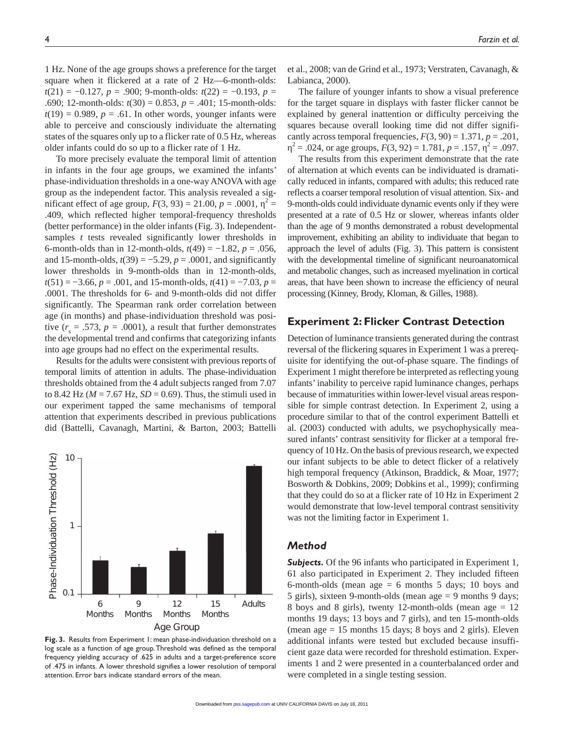1 Hz. None of the age groups shows a preference for the target square when it flickered at a rate of 2 Hz—6-month-olds: $t(21) = -0.127$, $p = .900$; 9-month-olds: $t(22) = -0.193$, $p = .690$; 12-month-olds: $t(30) = 0.853$, $p = .401$; 15-month-olds: $t(19) = 0.989$, $p = .61$. In other words, younger infants were able to perceive and consciously individuate the alternating states of the squares only up to a flicker rate of 0.5 Hz, whereas older infants could do so up to a flicker rate of 1 Hz.

To more precisely evaluate the temporal limit of attention in infants in the four age groups, we examined the infants' phase-individuation thresholds in a one-way ANOVA with age group as the independent factor. This analysis revealed a significant effect of age group, $F(3, 93) = 21.00$, $p = .0001$, $\eta^2 = .409$, which reflected higher temporal-frequency thresholds (better performance) in the older infants (Fig. 3). Independent-samples *t* tests revealed significantly lower thresholds in 6-month-olds than in 12-month-olds, $t(49) = -1.82$, $p = .056$, and 15-month-olds, $t(39) = -5.29$, $p = .0001$, and significantly lower thresholds in 9-month-olds than in 12-month-olds, $t(51) = -3.66$, $p = .001$, and 15-month-olds, $t(41) = -7.03$, $p = .0001$. The thresholds for 6- and 9-month-olds did not differ significantly. The Spearman rank order correlation between age (in months) and phase-individuation threshold was positive ($r_s = .573$, $p = .0001$), a result that further demonstrates the developmental trend and confirms that categorizing infants into age groups had no effect on the experimental results.

Results for the adults were consistent with previous reports of temporal limits of attention in adults. The phase-individuation thresholds obtained from the 4 adult subjects ranged from 7.07 to 8.42 Hz ($M = 7.67$ Hz, $SD = 0.69$). Thus, the stimuli used in our experiment tapped the same mechanisms of temporal attention that experiments described in previous publications did (Battelli, Cavanagh, Martini, & Barton, 2003; Battelli et al., 2008; van de Grind et al., 1973; Verstraten, Cavanagh, & Labianca, 2000).

**Fig. 3.** Results from Experiment 1: mean phase-individuation threshold on a log scale as a function of age group. Threshold was defined as the temporal frequency yielding accuracy of .625 in adults and a target-preference score of .475 in infants. A lower threshold signifies a lower resolution of temporal attention. Error bars indicate standard errors of the mean.

The failure of younger infants to show a visual preference for the target square in displays with faster flicker cannot be explained by general inattention or difficulty perceiving the squares because overall looking time did not differ significantly across temporal frequencies, $F(3, 90) = 1.371$, $p = .201$, $\eta^2 = .024$, or age groups, $F(3, 92) = 1.781$, $p = .157$, $\eta^2 = .097$.

The results from this experiment demonstrate that the rate of alternation at which events can be individuated is dramatically reduced in infants, compared with adults; this reduced rate reflects a coarser temporal resolution of visual attention. Six- and 9-month-olds could individuate dynamic events only if they were presented at a rate of 0.5 Hz or slower, whereas infants older than the age of 9 months demonstrated a robust developmental improvement, exhibiting an ability to individuate that began to approach the level of adults (Fig. 3). This pattern is consistent with the developmental timeline of significant neuroanatomical and metabolic changes, such as increased myelination in cortical areas, that have been shown to increase the efficiency of neural processing (Kinney, Brody, Kloman, & Gilles, 1988).

## Experiment 2: Flicker Contrast Detection

Detection of luminance transients generated during the contrast reversal of the flickering squares in Experiment 1 was a prerequisite for identifying the out-of-phase square. The findings of Experiment 1 might therefore be interpreted as reflecting young infants' inability to perceive rapid luminance changes, perhaps because of immaturities within lower-level visual areas responsible for simple contrast detection. In Experiment 2, using a procedure similar to that of the control experiment Battelli et al. (2003) conducted with adults, we psychophysically measured infants' contrast sensitivity for flicker at a temporal frequency of 10 Hz. On the basis of previous research, we expected our infant subjects to be able to detect flicker of a relatively high temporal frequency (Atkinson, Braddick, & Moar, 1977; Bosworth & Dobkins, 2009; Dobkins et al., 1999); confirming that they could do so at a flicker rate of 10 Hz in Experiment 2 would demonstrate that low-level temporal contrast sensitivity was not the limiting factor in Experiment 1.

### Method

***Subjects.*** Of the 96 infants who participated in Experiment 1, 61 also participated in Experiment 2. They included fifteen 6-month-olds (mean age = 6 months 5 days; 10 boys and 5 girls), sixteen 9-month-olds (mean age = 9 months 9 days; 8 boys and 8 girls), twenty 12-month-olds (mean age = 12 months 19 days; 13 boys and 7 girls), and ten 15-month-olds (mean age = 15 months 15 days; 8 boys and 2 girls). Eleven additional infants were tested but excluded because insufficient gaze data were recorded for threshold estimation. Experiments 1 and 2 were presented in a counterbalanced order and were completed in a single testing session.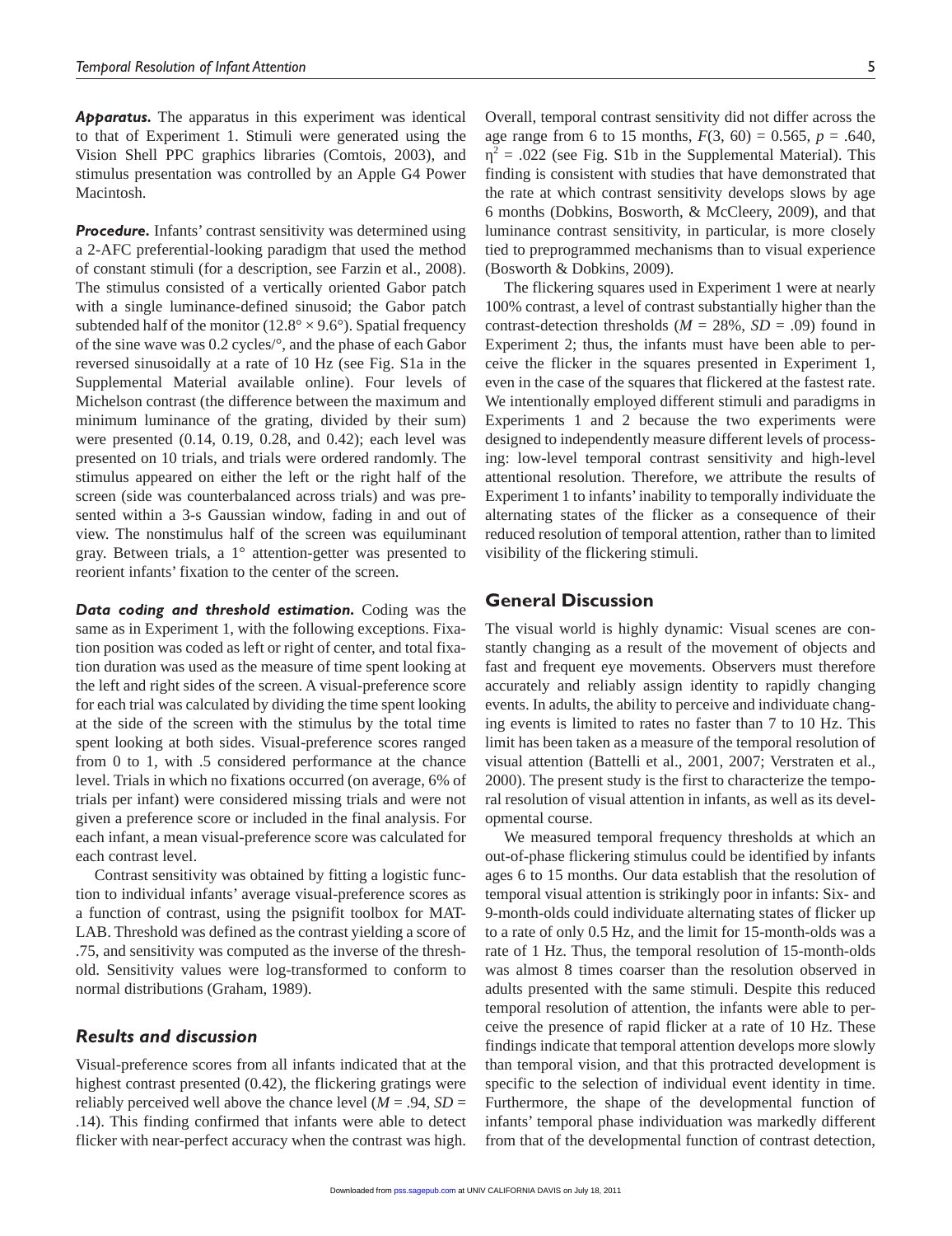***Apparatus.*** The apparatus in this experiment was identical to that of Experiment 1. Stimuli were generated using the Vision Shell PPC graphics libraries (Comtois, 2003), and stimulus presentation was controlled by an Apple G4 Power Macintosh.

***Procedure.*** Infants' contrast sensitivity was determined using a 2-AFC preferential-looking paradigm that used the method of constant stimuli (for a description, see Farzin et al., 2008). The stimulus consisted of a vertically oriented Gabor patch with a single luminance-defined sinusoid; the Gabor patch subtended half of the monitor ($12.8° \times 9.6°$). Spatial frequency of the sine wave was 0.2 cycles/°, and the phase of each Gabor reversed sinusoidally at a rate of 10 Hz (see Fig. S1a in the Supplemental Material available online). Four levels of Michelson contrast (the difference between the maximum and minimum luminance of the grating, divided by their sum) were presented (0.14, 0.19, 0.28, and 0.42); each level was presented on 10 trials, and trials were ordered randomly. The stimulus appeared on either the left or the right half of the screen (side was counterbalanced across trials) and was presented within a 3-s Gaussian window, fading in and out of view. The nonstimulus half of the screen was equiluminant gray. Between trials, a 1° attention-getter was presented to reorient infants' fixation to the center of the screen.

***Data coding and threshold estimation.*** Coding was the same as in Experiment 1, with the following exceptions. Fixation position was coded as left or right of center, and total fixation duration was used as the measure of time spent looking at the left and right sides of the screen. A visual-preference score for each trial was calculated by dividing the time spent looking at the side of the screen with the stimulus by the total time spent looking at both sides. Visual-preference scores ranged from 0 to 1, with .5 considered performance at the chance level. Trials in which no fixations occurred (on average, 6% of trials per infant) were considered missing trials and were not given a preference score or included in the final analysis. For each infant, a mean visual-preference score was calculated for each contrast level.

Contrast sensitivity was obtained by fitting a logistic function to individual infants' average visual-preference scores as a function of contrast, using the psignifit toolbox for MATLAB. Threshold was defined as the contrast yielding a score of .75, and sensitivity was computed as the inverse of the threshold. Sensitivity values were log-transformed to conform to normal distributions (Graham, 1989).

### *Results and discussion*

Visual-preference scores from all infants indicated that at the highest contrast presented (0.42), the flickering gratings were reliably perceived well above the chance level ($M = .94$, $SD = .14$). This finding confirmed that infants were able to detect flicker with near-perfect accuracy when the contrast was high. Overall, temporal contrast sensitivity did not differ across the age range from 6 to 15 months, $F(3, 60) = 0.565$, $p = .640$, $\eta^2 = .022$ (see Fig. S1b in the Supplemental Material). This finding is consistent with studies that have demonstrated that the rate at which contrast sensitivity develops slows by age 6 months (Dobkins, Bosworth, & McCleery, 2009), and that luminance contrast sensitivity, in particular, is more closely tied to preprogrammed mechanisms than to visual experience (Bosworth & Dobkins, 2009).

The flickering squares used in Experiment 1 were at nearly 100% contrast, a level of contrast substantially higher than the contrast-detection thresholds ($M = 28\%$, $SD = .09$) found in Experiment 2; thus, the infants must have been able to perceive the flicker in the squares presented in Experiment 1, even in the case of the squares that flickered at the fastest rate. We intentionally employed different stimuli and paradigms in Experiments 1 and 2 because the two experiments were designed to independently measure different levels of processing: low-level temporal contrast sensitivity and high-level attentional resolution. Therefore, we attribute the results of Experiment 1 to infants' inability to temporally individuate the alternating states of the flicker as a consequence of their reduced resolution of temporal attention, rather than to limited visibility of the flickering stimuli.

## General Discussion

The visual world is highly dynamic: Visual scenes are constantly changing as a result of the movement of objects and fast and frequent eye movements. Observers must therefore accurately and reliably assign identity to rapidly changing events. In adults, the ability to perceive and individuate changing events is limited to rates no faster than 7 to 10 Hz. This limit has been taken as a measure of the temporal resolution of visual attention (Battelli et al., 2001, 2007; Verstraten et al., 2000). The present study is the first to characterize the temporal resolution of visual attention in infants, as well as its developmental course.

We measured temporal frequency thresholds at which an out-of-phase flickering stimulus could be identified by infants ages 6 to 15 months. Our data establish that the resolution of temporal visual attention is strikingly poor in infants: Six- and 9-month-olds could individuate alternating states of flicker up to a rate of only 0.5 Hz, and the limit for 15-month-olds was a rate of 1 Hz. Thus, the temporal resolution of 15-month-olds was almost 8 times coarser than the resolution observed in adults presented with the same stimuli. Despite this reduced temporal resolution of attention, the infants were able to perceive the presence of rapid flicker at a rate of 10 Hz. These findings indicate that temporal attention develops more slowly than temporal vision, and that this protracted development is specific to the selection of individual event identity in time. Furthermore, the shape of the developmental function of infants' temporal phase individuation was markedly different from that of the developmental function of contrast detection,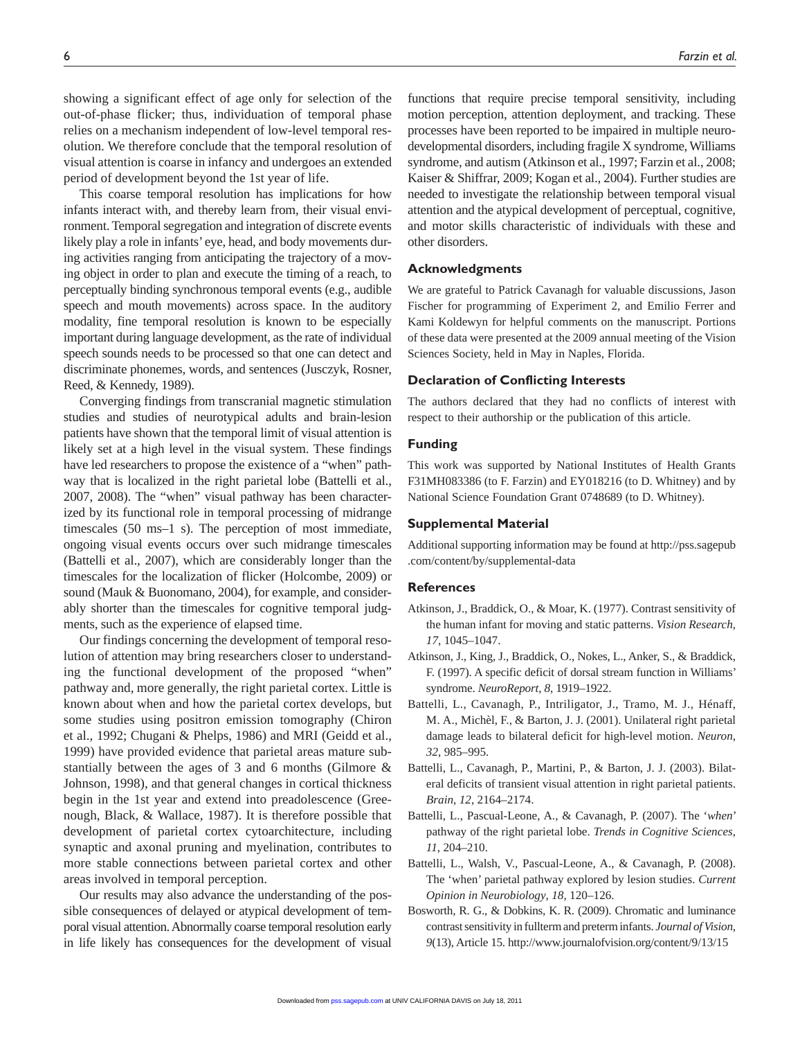showing a significant effect of age only for selection of the out-of-phase flicker; thus, individuation of temporal phase relies on a mechanism independent of low-level temporal resolution. We therefore conclude that the temporal resolution of visual attention is coarse in infancy and undergoes an extended period of development beyond the 1st year of life.

This coarse temporal resolution has implications for how infants interact with, and thereby learn from, their visual environment. Temporal segregation and integration of discrete events likely play a role in infants' eye, head, and body movements during activities ranging from anticipating the trajectory of a moving object in order to plan and execute the timing of a reach, to perceptually binding synchronous temporal events (e.g., audible speech and mouth movements) across space. In the auditory modality, fine temporal resolution is known to be especially important during language development, as the rate of individual speech sounds needs to be processed so that one can detect and discriminate phonemes, words, and sentences (Jusczyk, Rosner, Reed, & Kennedy, 1989).

Converging findings from transcranial magnetic stimulation studies and studies of neurotypical adults and brain-lesion patients have shown that the temporal limit of visual attention is likely set at a high level in the visual system. These findings have led researchers to propose the existence of a "when" pathway that is localized in the right parietal lobe (Battelli et al., 2007, 2008). The "when" visual pathway has been characterized by its functional role in temporal processing of midrange timescales (50 ms–1 s). The perception of most immediate, ongoing visual events occurs over such midrange timescales (Battelli et al., 2007), which are considerably longer than the timescales for the localization of flicker (Holcombe, 2009) or sound (Mauk & Buonomano, 2004), for example, and considerably shorter than the timescales for cognitive temporal judgments, such as the experience of elapsed time.

Our findings concerning the development of temporal resolution of attention may bring researchers closer to understanding the functional development of the proposed "when" pathway and, more generally, the right parietal cortex. Little is known about when and how the parietal cortex develops, but some studies using positron emission tomography (Chiron et al., 1992; Chugani & Phelps, 1986) and MRI (Geidd et al., 1999) have provided evidence that parietal areas mature substantially between the ages of 3 and 6 months (Gilmore & Johnson, 1998), and that general changes in cortical thickness begin in the 1st year and extend into preadolescence (Greenough, Black, & Wallace, 1987). It is therefore possible that development of parietal cortex cytoarchitecture, including synaptic and axonal pruning and myelination, contributes to more stable connections between parietal cortex and other areas involved in temporal perception.

Our results may also advance the understanding of the possible consequences of delayed or atypical development of temporal visual attention. Abnormally coarse temporal resolution early in life likely has consequences for the development of visual functions that require precise temporal sensitivity, including motion perception, attention deployment, and tracking. These processes have been reported to be impaired in multiple neurodevelopmental disorders, including fragile X syndrome, Williams syndrome, and autism (Atkinson et al., 1997; Farzin et al., 2008; Kaiser & Shiffrar, 2009; Kogan et al., 2004). Further studies are needed to investigate the relationship between temporal visual attention and the atypical development of perceptual, cognitive, and motor skills characteristic of individuals with these and other disorders.

## Acknowledgments

We are grateful to Patrick Cavanagh for valuable discussions, Jason Fischer for programming of Experiment 2, and Emilio Ferrer and Kami Koldewyn for helpful comments on the manuscript. Portions of these data were presented at the 2009 annual meeting of the Vision Sciences Society, held in May in Naples, Florida.

## Declaration of Conflicting Interests

The authors declared that they had no conflicts of interest with respect to their authorship or the publication of this article.

## Funding

This work was supported by National Institutes of Health Grants F31MH083386 (to F. Farzin) and EY018216 (to D. Whitney) and by National Science Foundation Grant 0748689 (to D. Whitney).

## Supplemental Material

Additional supporting information may be found at http://pss.sagepub.com/content/by/supplemental-data

## References

Atkinson, J., Braddick, O., & Moar, K. (1977). Contrast sensitivity of the human infant for moving and static patterns. *Vision Research*, *17*, 1045–1047.

Atkinson, J., King, J., Braddick, O., Nokes, L., Anker, S., & Braddick, F. (1997). A specific deficit of dorsal stream function in Williams' syndrome. *NeuroReport*, *8*, 1919–1922.

Battelli, L., Cavanagh, P., Intriligator, J., Tramo, M. J., Hénaff, M. A., Michèl, F., & Barton, J. J. (2001). Unilateral right parietal damage leads to bilateral deficit for high-level motion. *Neuron*, *32*, 985–995.

Battelli, L., Cavanagh, P., Martini, P., & Barton, J. J. (2003). Bilateral deficits of transient visual attention in right parietal patients. *Brain*, *12*, 2164–2174.

Battelli, L., Pascual-Leone, A., & Cavanagh, P. (2007). The '*when*' pathway of the right parietal lobe. *Trends in Cognitive Sciences*, *11*, 204–210.

Battelli, L., Walsh, V., Pascual-Leone, A., & Cavanagh, P. (2008). The 'when' parietal pathway explored by lesion studies. *Current Opinion in Neurobiology*, *18*, 120–126.

Bosworth, R. G., & Dobkins, K. R. (2009). Chromatic and luminance contrast sensitivity in fullterm and preterm infants. *Journal of Vision*, *9*(13), Article 15. http://www.journalofvision.org/content/9/13/15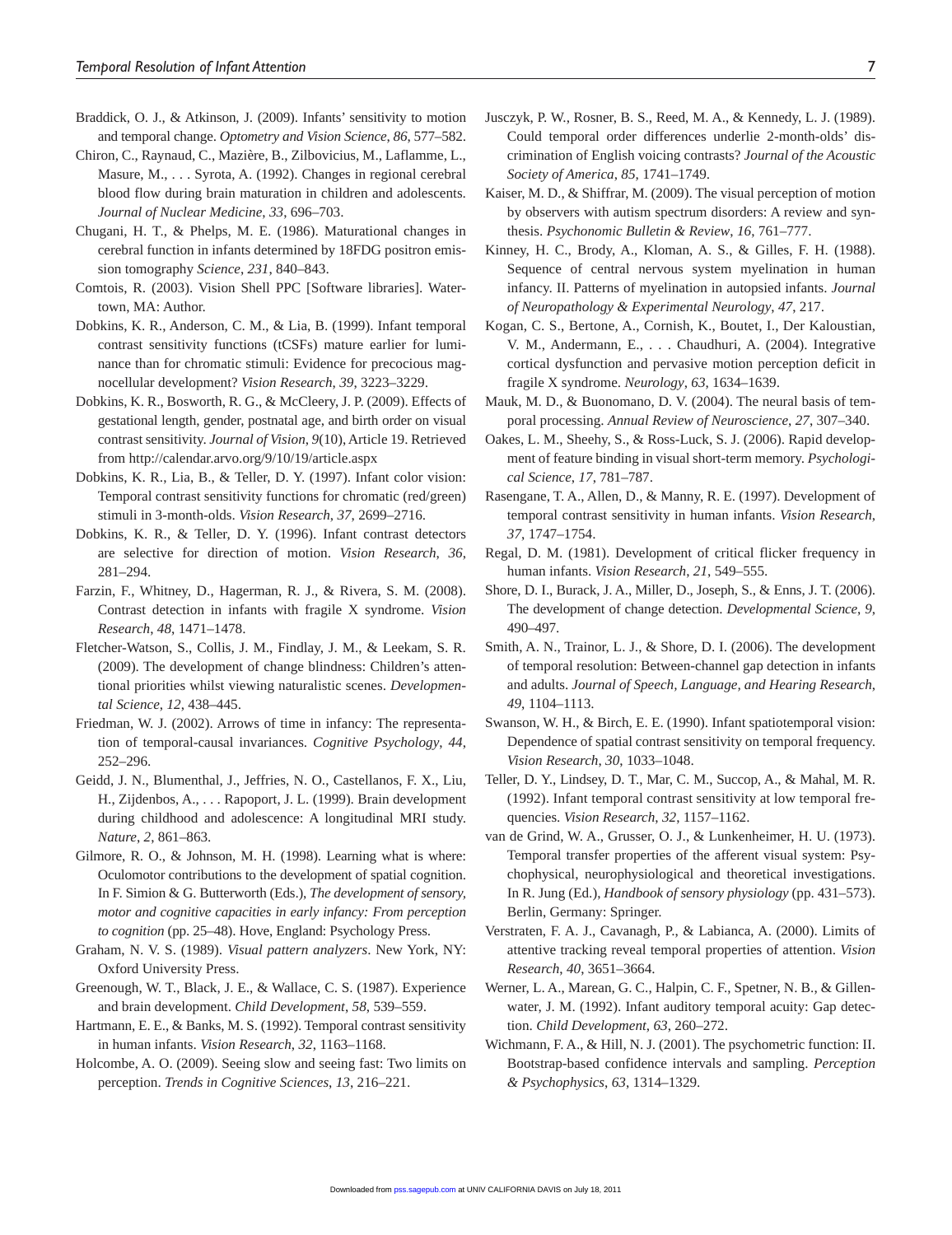Braddick, O. J., & Atkinson, J. (2009). Infants' sensitivity to motion and temporal change. *Optometry and Vision Science*, *86*, 577–582.

Chiron, C., Raynaud, C., Mazière, B., Zilbovicius, M., Laflamme, L., Masure, M., . . . Syrota, A. (1992). Changes in regional cerebral blood flow during brain maturation in children and adolescents. *Journal of Nuclear Medicine*, *33*, 696–703.

Chugani, H. T., & Phelps, M. E. (1986). Maturational changes in cerebral function in infants determined by 18FDG positron emission tomography *Science*, *231*, 840–843.

Comtois, R. (2003). Vision Shell PPC [Software libraries]. Watertown, MA: Author.

Dobkins, K. R., Anderson, C. M., & Lia, B. (1999). Infant temporal contrast sensitivity functions (tCSFs) mature earlier for luminance than for chromatic stimuli: Evidence for precocious magnocellular development? *Vision Research*, *39*, 3223–3229.

Dobkins, K. R., Bosworth, R. G., & McCleery, J. P. (2009). Effects of gestational length, gender, postnatal age, and birth order on visual contrast sensitivity. *Journal of Vision*, *9*(10), Article 19. Retrieved from http://calendar.arvo.org/9/10/19/article.aspx

Dobkins, K. R., Lia, B., & Teller, D. Y. (1997). Infant color vision: Temporal contrast sensitivity functions for chromatic (red/green) stimuli in 3-month-olds. *Vision Research*, *37*, 2699–2716.

Dobkins, K. R., & Teller, D. Y. (1996). Infant contrast detectors are selective for direction of motion. *Vision Research*, *36*, 281–294.

Farzin, F., Whitney, D., Hagerman, R. J., & Rivera, S. M. (2008). Contrast detection in infants with fragile X syndrome. *Vision Research*, *48*, 1471–1478.

Fletcher-Watson, S., Collis, J. M., Findlay, J. M., & Leekam, S. R. (2009). The development of change blindness: Children's attentional priorities whilst viewing naturalistic scenes. *Developmental Science*, *12*, 438–445.

Friedman, W. J. (2002). Arrows of time in infancy: The representation of temporal-causal invariances. *Cognitive Psychology*, *44*, 252–296.

Geidd, J. N., Blumenthal, J., Jeffries, N. O., Castellanos, F. X., Liu, H., Zijdenbos, A., . . . Rapoport, J. L. (1999). Brain development during childhood and adolescence: A longitudinal MRI study. *Nature*, *2*, 861–863.

Gilmore, R. O., & Johnson, M. H. (1998). Learning what is where: Oculomotor contributions to the development of spatial cognition. In F. Simion & G. Butterworth (Eds.), *The development of sensory, motor and cognitive capacities in early infancy: From perception to cognition* (pp. 25–48). Hove, England: Psychology Press.

Graham, N. V. S. (1989). *Visual pattern analyzers*. New York, NY: Oxford University Press.

Greenough, W. T., Black, J. E., & Wallace, C. S. (1987). Experience and brain development. *Child Development*, *58*, 539–559.

Hartmann, E. E., & Banks, M. S. (1992). Temporal contrast sensitivity in human infants. *Vision Research*, *32*, 1163–1168.

Holcombe, A. O. (2009). Seeing slow and seeing fast: Two limits on perception. *Trends in Cognitive Sciences*, *13*, 216–221.

Jusczyk, P. W., Rosner, B. S., Reed, M. A., & Kennedy, L. J. (1989). Could temporal order differences underlie 2-month-olds' discrimination of English voicing contrasts? *Journal of the Acoustic Society of America*, *85*, 1741–1749.

Kaiser, M. D., & Shiffrar, M. (2009). The visual perception of motion by observers with autism spectrum disorders: A review and synthesis. *Psychonomic Bulletin & Review*, *16*, 761–777.

Kinney, H. C., Brody, A., Kloman, A. S., & Gilles, F. H. (1988). Sequence of central nervous system myelination in human infancy. II. Patterns of myelination in autopsied infants. *Journal of Neuropathology & Experimental Neurology*, *47*, 217.

Kogan, C. S., Bertone, A., Cornish, K., Boutet, I., Der Kaloustian, V. M., Andermann, E., . . . Chaudhuri, A. (2004). Integrative cortical dysfunction and pervasive motion perception deficit in fragile X syndrome. *Neurology*, *63*, 1634–1639.

Mauk, M. D., & Buonomano, D. V. (2004). The neural basis of temporal processing. *Annual Review of Neuroscience*, *27*, 307–340.

Oakes, L. M., Sheehy, S., & Ross-Luck, S. J. (2006). Rapid development of feature binding in visual short-term memory. *Psychological Science*, *17*, 781–787.

Rasengane, T. A., Allen, D., & Manny, R. E. (1997). Development of temporal contrast sensitivity in human infants. *Vision Research*, *37*, 1747–1754.

Regal, D. M. (1981). Development of critical flicker frequency in human infants. *Vision Research*, *21*, 549–555.

Shore, D. I., Burack, J. A., Miller, D., Joseph, S., & Enns, J. T. (2006). The development of change detection. *Developmental Science*, *9*, 490–497.

Smith, A. N., Trainor, L. J., & Shore, D. I. (2006). The development of temporal resolution: Between-channel gap detection in infants and adults. *Journal of Speech, Language, and Hearing Research*, *49*, 1104–1113.

Swanson, W. H., & Birch, E. E. (1990). Infant spatiotemporal vision: Dependence of spatial contrast sensitivity on temporal frequency. *Vision Research*, *30*, 1033–1048.

Teller, D. Y., Lindsey, D. T., Mar, C. M., Succop, A., & Mahal, M. R. (1992). Infant temporal contrast sensitivity at low temporal frequencies. *Vision Research*, *32*, 1157–1162.

van de Grind, W. A., Grusser, O. J., & Lunkenheimer, H. U. (1973). Temporal transfer properties of the afferent visual system: Psychophysical, neurophysiological and theoretical investigations. In R. Jung (Ed.), *Handbook of sensory physiology* (pp. 431–573). Berlin, Germany: Springer.

Verstraten, F. A. J., Cavanagh, P., & Labianca, A. (2000). Limits of attentive tracking reveal temporal properties of attention. *Vision Research*, *40*, 3651–3664.

Werner, L. A., Marean, G. C., Halpin, C. F., Spetner, N. B., & Gillenwater, J. M. (1992). Infant auditory temporal acuity: Gap detection. *Child Development*, *63*, 260–272.

Wichmann, F. A., & Hill, N. J. (2001). The psychometric function: II. Bootstrap-based confidence intervals and sampling. *Perception & Psychophysics*, *63*, 1314–1329.